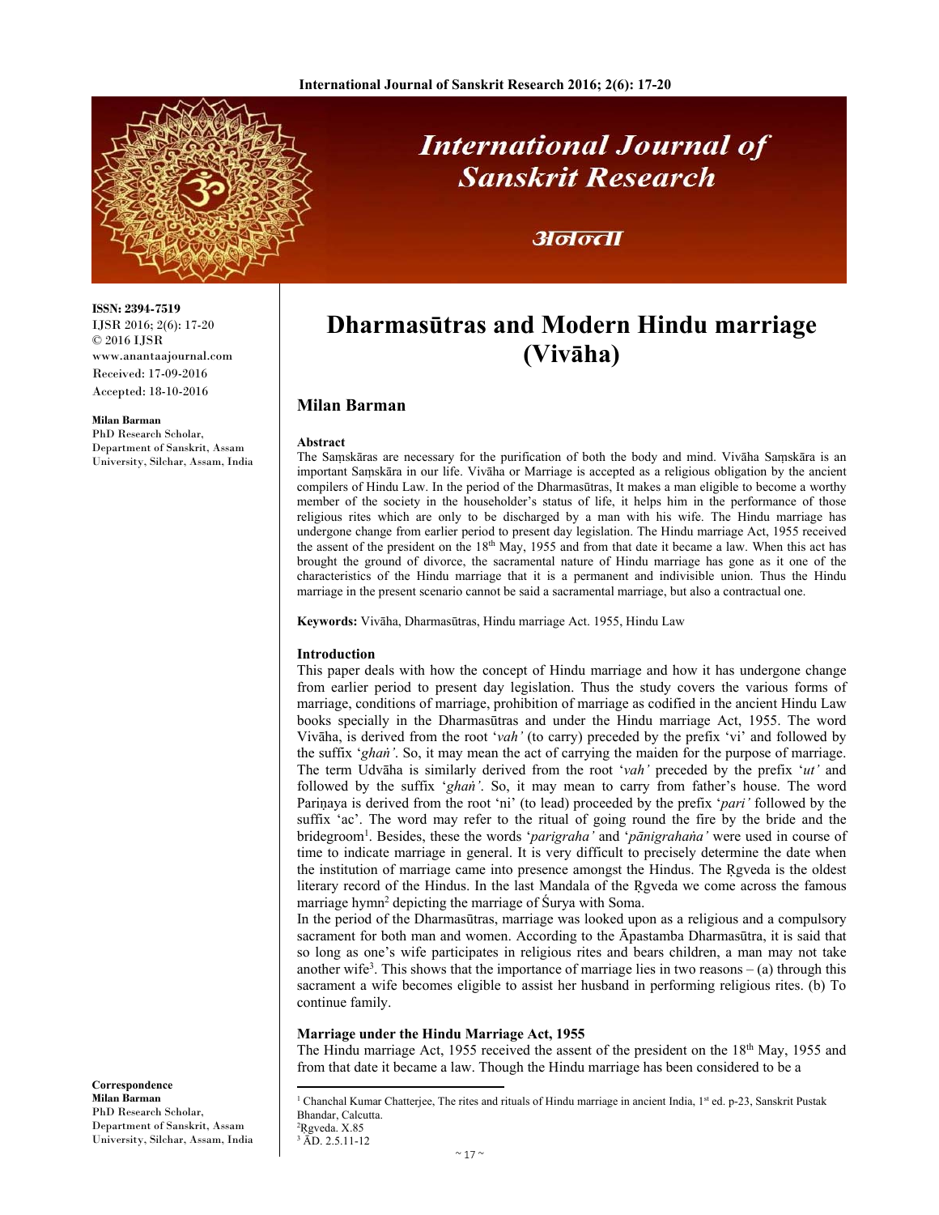# Dharmasūtras and Modern Hindu marriage (Vivāha)

**Milan Barman**

ISSN: 2394-7519
IJSR 2016; 2(6): 17-20
© 2016 IJSR
www.anantaajournal.com
Received: 17-09-2016
Accepted: 18-10-2016

**Milan Barman**
PhD Research Scholar, Department of Sanskrit, Assam University, Silchar, Assam, India

**Correspondence**
**Milan Barman**
PhD Research Scholar, Department of Sanskrit, Assam University, Silchar, Assam, India

## Abstract

The Saṃskāras are necessary for the purification of both the body and mind. Vivāha Saṃskāra is an important Saṃskāra in our life. Vivāha or Marriage is accepted as a religious obligation by the ancient compilers of Hindu Law. In the period of the Dharmasūtras, It makes a man eligible to become a worthy member of the society in the householder's status of life, it helps him in the performance of those religious rites which are only to be discharged by a man with his wife. The Hindu marriage has undergone change from earlier period to present day legislation. The Hindu marriage Act, 1955 received the assent of the president on the 18th May, 1955 and from that date it became a law. When this act has brought the ground of divorce, the sacramental nature of Hindu marriage has gone as it one of the characteristics of the Hindu marriage that it is a permanent and indivisible union. Thus the Hindu marriage in the present scenario cannot be said a sacramental marriage, but also a contractual one.

**Keywords:** Vivāha, Dharmasūtras, Hindu marriage Act. 1955, Hindu Law

## Introduction

This paper deals with how the concept of Hindu marriage and how it has undergone change from earlier period to present day legislation. Thus the study covers the various forms of marriage, conditions of marriage, prohibition of marriage as codified in the ancient Hindu Law books specially in the Dharmasūtras and under the Hindu marriage Act, 1955. The word Vivāha, is derived from the root '*vah'* (to carry) preceded by the prefix 'vi' and followed by the suffix '*ghaṅ'*. So, it may mean the act of carrying the maiden for the purpose of marriage. The term Udvāha is similarly derived from the root '*vah'* preceded by the prefix '*ut'* and followed by the suffix '*ghaṅ'*. So, it may mean to carry from father's house. The word Pariṇaya is derived from the root 'ni' (to lead) proceeded by the prefix '*pari'* followed by the suffix 'ac'. The word may refer to the ritual of going round the fire by the bride and the bridegroom[1]. Besides, these the words '*parigraha'* and '*pānigrahaṅa'* were used in course of time to indicate marriage in general. It is very difficult to precisely determine the date when the institution of marriage came into presence amongst the Hindus. The Ṛgveda is the oldest literary record of the Hindus. In the last Mandala of the Ṛgveda we come across the famous marriage hymn[2] depicting the marriage of Śurya with Soma.

In the period of the Dharmasūtras, marriage was looked upon as a religious and a compulsory sacrament for both man and women. According to the Āpastamba Dharmasūtra, it is said that so long as one's wife participates in religious rites and bears children, a man may not take another wife[3]. This shows that the importance of marriage lies in two reasons – (a) through this sacrament a wife becomes eligible to assist her husband in performing religious rites. (b) To continue family.

### Marriage under the Hindu Marriage Act, 1955

The Hindu marriage Act, 1955 received the assent of the president on the 18th May, 1955 and from that date it became a law. Though the Hindu marriage has been considered to be a

---

[1] Chanchal Kumar Chatterjee, The rites and rituals of Hindu marriage in ancient India, 1st ed. p-23, Sanskrit Pustak Bhandar, Calcutta.
[2] Ṛgveda. X.85
[3] ĀD. 2.5.11-12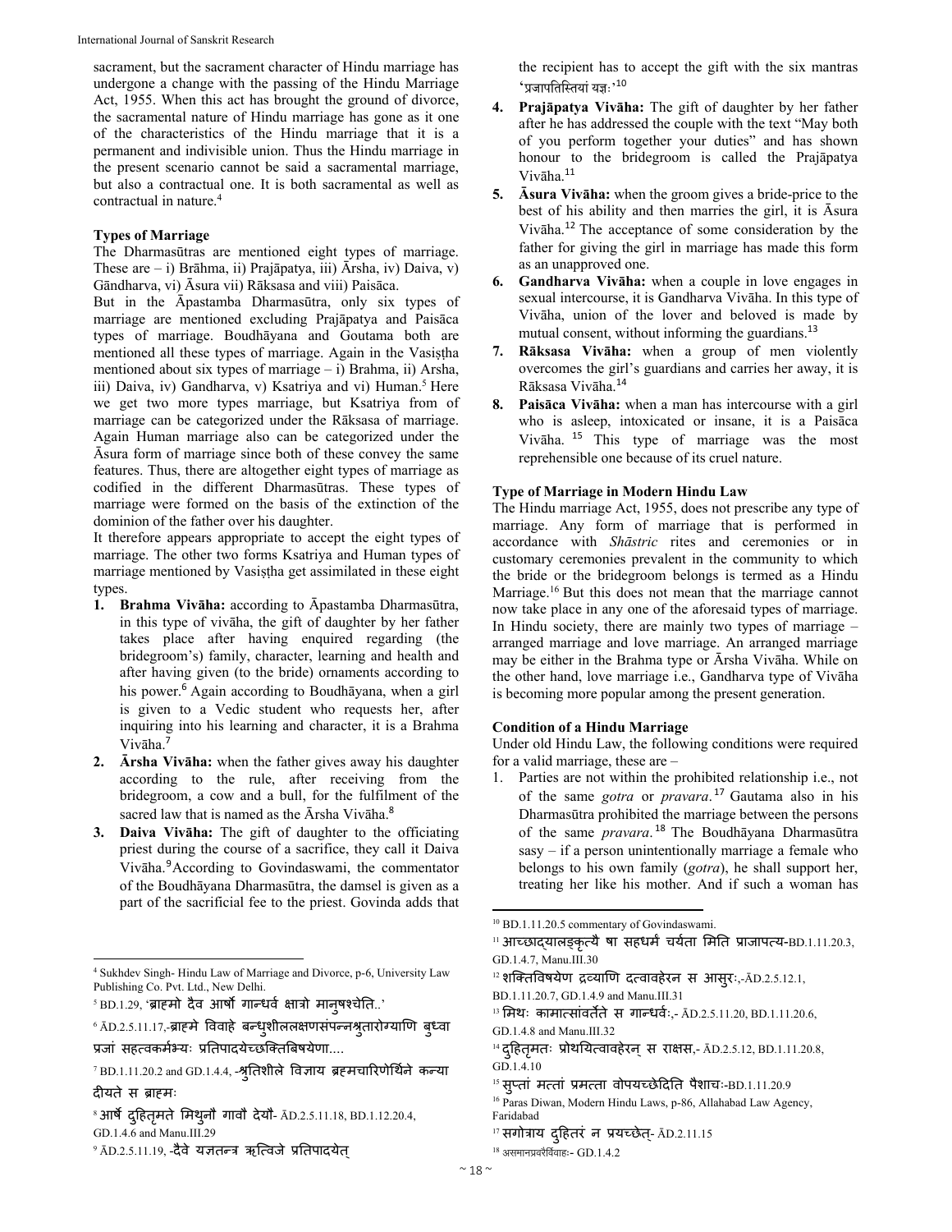sacrament, but the sacrament character of Hindu marriage has undergone a change with the passing of the Hindu Marriage Act, 1955. When this act has brought the ground of divorce, the sacramental nature of Hindu marriage has gone as it one of the characteristics of the Hindu marriage that it is a permanent and indivisible union. Thus the Hindu marriage in the present scenario cannot be said a sacramental marriage, but also a contractual one. It is both sacramental as well as contractual in nature.[4]

**Types of Marriage**

The Dharmasūtras are mentioned eight types of marriage. These are – i) Brāhma, ii) Prajāpatya, iii) Ārsha, iv) Daiva, v) Gāndharva, vi) Āsura vii) Rāksasa and viii) Paisāca.

But in the Āpastamba Dharmasūtra, only six types of marriage are mentioned excluding Prajāpatya and Paisāca types of marriage. Boudhāyana and Goutama both are mentioned all these types of marriage. Again in the Vasiṣṭha mentioned about six types of marriage – i) Brahma, ii) Arsha, iii) Daiva, iv) Gandharva, v) Ksatriya and vi) Human.[5] Here we get two more types marriage, but Ksatriya from of marriage can be categorized under the Rāksasa of marriage. Again Human marriage also can be categorized under the Āsura form of marriage since both of these convey the same features. Thus, there are altogether eight types of marriage as codified in the different Dharmasūtras. These types of marriage were formed on the basis of the extinction of the dominion of the father over his daughter.

It therefore appears appropriate to accept the eight types of marriage. The other two forms Ksatriya and Human types of marriage mentioned by Vasiṣṭha get assimilated in these eight types.

1. **Brahma Vivāha:** according to Āpastamba Dharmasūtra, in this type of vivāha, the gift of daughter by her father takes place after having enquired regarding (the bridegroom's) family, character, learning and health and after having given (to the bride) ornaments according to his power.[6] Again according to Boudhāyana, when a girl is given to a Vedic student who requests her, after inquiring into his learning and character, it is a Brahma Vivāha.[7]
2. **Ārsha Vivāha:** when the father gives away his daughter according to the rule, after receiving from the bridegroom, a cow and a bull, for the fulfilment of the sacred law that is named as the Ārsha Vivāha.[8]
3. **Daiva Vivāha:** The gift of daughter to the officiating priest during the course of a sacrifice, they call it Daiva Vivāha.[9] According to Govindaswami, the commentator of the Boudhāyana Dharmasūtra, the damsel is given as a part of the sacrificial fee to the priest. Govinda adds that the recipient has to accept the gift with the six mantras 'प्रजापतिस्तियां यज्ञः'[10]
4. **Prajāpatya Vivāha:** The gift of daughter by her father after he has addressed the couple with the text "May both of you perform together your duties" and has shown honour to the bridegroom is called the Prajāpatya Vivāha.[11]
5. **Āsura Vivāha:** when the groom gives a bride-price to the best of his ability and then marries the girl, it is Āsura Vivāha.[12] The acceptance of some consideration by the father for giving the girl in marriage has made this form as an unapproved one.
6. **Gandharva Vivāha:** when a couple in love engages in sexual intercourse, it is Gandharva Vivāha. In this type of Vivāha, union of the lover and beloved is made by mutual consent, without informing the guardians.[13]
7. **Rāksasa Vivāha:** when a group of men violently overcomes the girl's guardians and carries her away, it is Rāksasa Vivāha.[14]
8. **Paisāca Vivāha:** when a man has intercourse with a girl who is asleep, intoxicated or insane, it is a Paisāca Vivāha. [15] This type of marriage was the most reprehensible one because of its cruel nature.

**Type of Marriage in Modern Hindu Law**

The Hindu marriage Act, 1955, does not prescribe any type of marriage. Any form of marriage that is performed in accordance with *Shāstric* rites and ceremonies or in customary ceremonies prevalent in the community to which the bride or the bridegroom belongs is termed as a Hindu Marriage.[16] But this does not mean that the marriage cannot now take place in any one of the aforesaid types of marriage. In Hindu society, there are mainly two types of marriage – arranged marriage and love marriage. An arranged marriage may be either in the Brahma type or Ārsha Vivāha. While on the other hand, love marriage i.e., Gandharva type of Vivāha is becoming more popular among the present generation.

**Condition of a Hindu Marriage**

Under old Hindu Law, the following conditions were required for a valid marriage, these are –

1. Parties are not within the prohibited relationship i.e., not of the same *gotra* or *pravara*.[17] Gautama also in his Dharmasūtra prohibited the marriage between the persons of the same *pravara*.[18] The Boudhāyana Dharmasūtra sasy – if a person unintentionally marriage a female who belongs to his own family (*gotra*), he shall support her, treating her like his mother. And if such a woman has

---

[4] Sukhdev Singh- Hindu Law of Marriage and Divorce, p-6, University Law Publishing Co. Pvt. Ltd., New Delhi.

[5] BD.1.29, 'ब्राह्मो दैव आर्षो गान्धर्व क्षात्रो मानुषश्चेति..'

[6] ĀD.2.5.11.17,-ब्राह्मे विवाहे बन्धुशीललक्षणसंपन्नश्रुतारोग्याणि बुध्वा प्रजां सहत्वकर्मभ्यः प्रतिपादयेच्छक्तिबिषयेणा....

[7] BD.1.11.20.2 and GD.1.4.4, -श्रुतिशीले विज्ञाय ब्रह्मचारिणेर्थिने कन्या दीयते स ब्राह्मः

[8] आर्षे दुहितृमते मिथुनौ गावौ देयौ- ĀD.2.5.11.18, BD.1.12.20.4, GD.1.4.6 and Manu.III.29

[9] ĀD.2.5.11.19, -दैवे यज्ञतन्त्र ऋत्विजे प्रतिपादयेत्

[10] BD.1.11.20.5 commentary of Govindaswami.

[11] आच्छाद्यालङ्कृत्यै षा सहधर्मं चर्यता मिति प्राजापत्य-BD.1.11.20.3, GD.1.4.7, Manu.III.30

[12] शक्तिविषयेण द्रव्याणि दत्वावहेरन स आसुरः,-ĀD.2.5.12.1, BD.1.11.20.7, GD.1.4.9 and Manu.III.31

[13] मिथः कामात्सांवर्तेते स गान्धर्वः,- ĀD.2.5.11.20, BD.1.11.20.6, GD.1.4.8 and Manu.III.32

[14] दुहितृमतः प्रोथयित्वावहेरन् स राक्षस,- ĀD.2.5.12, BD.1.11.20.8, GD.1.4.10

[15] सुप्तां मत्तां प्रमत्ता वोपयच्छेदिति पैशाचः-BD.1.11.20.9

[16] Paras Diwan, Modern Hindu Laws, p-86, Allahabad Law Agency, Faridabad

[17] सगोत्राय दुहितरं न प्रयच्छेत्- ĀD.2.11.15

[18] असमानप्रवरैर्विवाहः- GD.1.4.2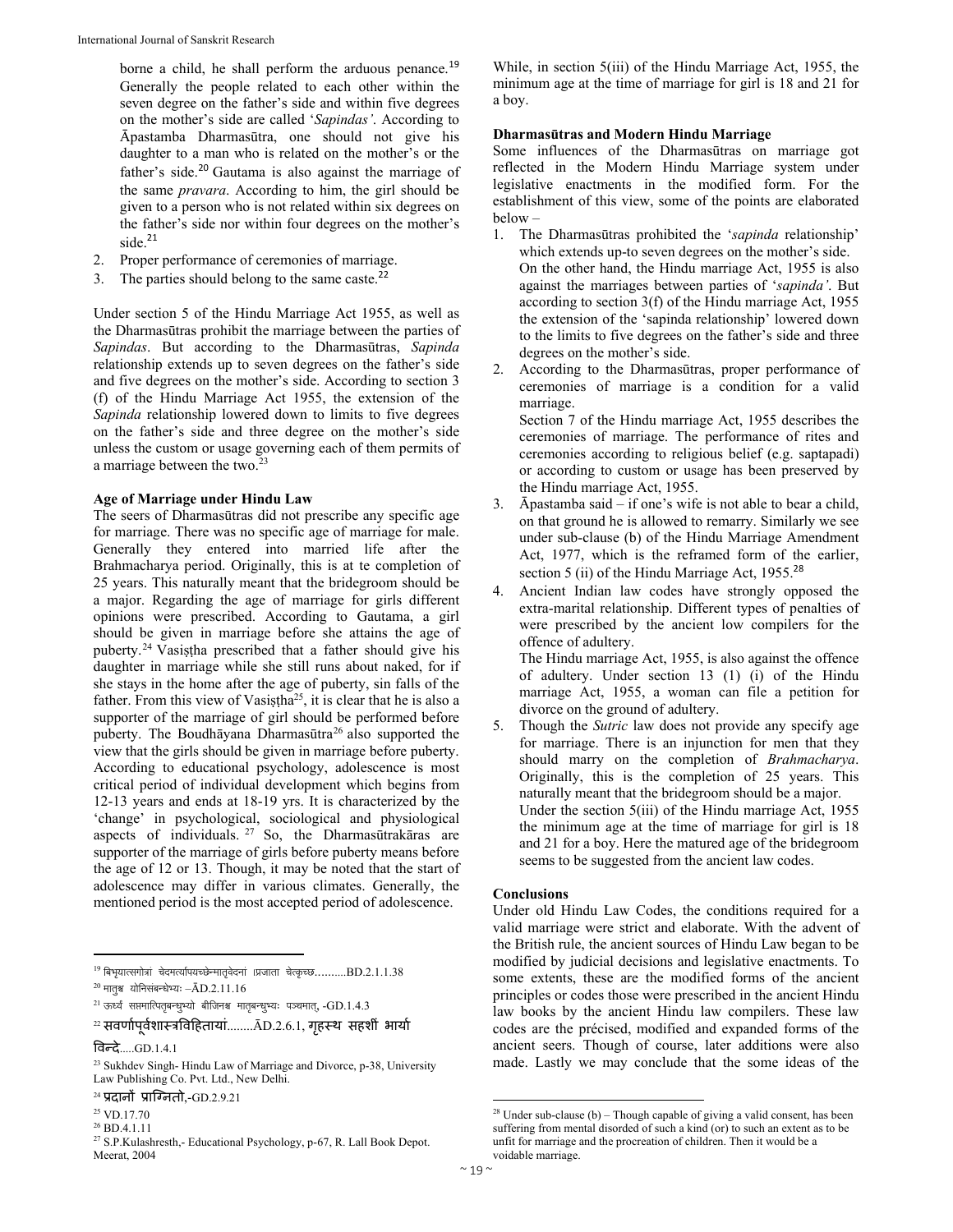borne a child, he shall perform the arduous penance.[19] Generally the people related to each other within the seven degree on the father's side and within five degrees on the mother's side are called '*Sapindas'*. According to Āpastamba Dharmasūtra, one should not give his daughter to a man who is related on the mother's or the father's side.[20] Gautama is also against the marriage of the same *pravara*. According to him, the girl should be given to a person who is not related within six degrees on the father's side nor within four degrees on the mother's side.[21]

2. Proper performance of ceremonies of marriage.
3. The parties should belong to the same caste.[22]

Under section 5 of the Hindu Marriage Act 1955, as well as the Dharmasūtras prohibit the marriage between the parties of *Sapindas*. But according to the Dharmasūtras, *Sapinda* relationship extends up to seven degrees on the father's side and five degrees on the mother's side. According to section 3 (f) of the Hindu Marriage Act 1955, the extension of the *Sapinda* relationship lowered down to limits to five degrees on the father's side and three degree on the mother's side unless the custom or usage governing each of them permits of a marriage between the two.[23]

### Age of Marriage under Hindu Law

The seers of Dharmasūtras did not prescribe any specific age for marriage. There was no specific age of marriage for male. Generally they entered into married life after the Brahmacharya period. Originally, this is at te completion of 25 years. This naturally meant that the bridegroom should be a major. Regarding the age of marriage for girls different opinions were prescribed. According to Gautama, a girl should be given in marriage before she attains the age of puberty.[24] Vasiṣṭha prescribed that a father should give his daughter in marriage while she still runs about naked, for if she stays in the home after the age of puberty, sin falls of the father. From this view of Vasiṣṭha[25], it is clear that he is also a supporter of the marriage of girl should be performed before puberty. The Boudhāyana Dharmasūtra[26] also supported the view that the girls should be given in marriage before puberty. According to educational psychology, adolescence is most critical period of individual development which begins from 12-13 years and ends at 18-19 yrs. It is characterized by the 'change' in psychological, sociological and physiological aspects of individuals.[27] So, the Dharmasūtrakāras are supporter of the marriage of girls before puberty means before the age of 12 or 13. Though, it may be noted that the start of adolescence may differ in various climates. Generally, the mentioned period is the most accepted period of adolescence.

While, in section 5(iii) of the Hindu Marriage Act, 1955, the minimum age at the time of marriage for girl is 18 and 21 for a boy.

### Dharmasūtras and Modern Hindu Marriage

Some influences of the Dharmasūtras on marriage got reflected in the Modern Hindu Marriage system under legislative enactments in the modified form. For the establishment of this view, some of the points are elaborated below –

1. The Dharmasūtras prohibited the '*sapinda* relationship' which extends up-to seven degrees on the mother's side. On the other hand, the Hindu marriage Act, 1955 is also against the marriages between parties of '*sapinda'*. But according to section 3(f) of the Hindu marriage Act, 1955 the extension of the 'sapinda relationship' lowered down to the limits to five degrees on the father's side and three degrees on the mother's side.
2. According to the Dharmasūtras, proper performance of ceremonies of marriage is a condition for a valid marriage.
   Section 7 of the Hindu marriage Act, 1955 describes the ceremonies of marriage. The performance of rites and ceremonies according to religious belief (e.g. saptapadi) or according to custom or usage has been preserved by the Hindu marriage Act, 1955.
3. Āpastamba said – if one's wife is not able to bear a child, on that ground he is allowed to remarry. Similarly we see under sub-clause (b) of the Hindu Marriage Amendment Act, 1977, which is the reframed form of the earlier, section 5 (ii) of the Hindu Marriage Act, 1955.[28]
4. Ancient Indian law codes have strongly opposed the extra-marital relationship. Different types of penalties of were prescribed by the ancient low compilers for the offence of adultery.
   The Hindu marriage Act, 1955, is also against the offence of adultery. Under section 13 (1) (i) of the Hindu marriage Act, 1955, a woman can file a petition for divorce on the ground of adultery.
5. Though the *Sutric* law does not provide any specify age for marriage. There is an injunction for men that they should marry on the completion of *Brahmacharya*. Originally, this is the completion of 25 years. This naturally meant that the bridegroom should be a major.
   Under the section 5(iii) of the Hindu marriage Act, 1955 the minimum age at the time of marriage for girl is 18 and 21 for a boy. Here the matured age of the bridegroom seems to be suggested from the ancient law codes.

### Conclusions

Under old Hindu Law Codes, the conditions required for a valid marriage were strict and elaborate. With the advent of the British rule, the ancient sources of Hindu Law began to be modified by judicial decisions and legislative enactments. To some extents, these are the modified forms of the ancient principles or codes those were prescribed in the ancient Hindu law books by the ancient Hindu law compilers. These law codes are the précised, modified and expanded forms of the ancient seers. Though of course, later additions were also made. Lastly we may conclude that the some ideas of the

---

[19] बिभृयात्सगोत्रां चेदमत्यापिपच्छेन्मातृवेदनां ।प्रजाता चेत्कृच्छ..........BD.2.1.1.38

[20] मातुश्च योनिसंबन्धेभ्यः –ĀD.2.11.16

[21] ऊर्ध्वं सप्तमात्पितृबन्धुभ्यो बीजिनश्च मातृबन्धुभ्यः पञ्चमात्, -GD.1.4.3

[22] सवर्णापूर्वशास्त्रविहितायां........ĀD.2.6.1, गृहस्थ सहर्शी भार्या विन्दे.....GD.1.4.1

[23] Sukhdev Singh- Hindu Law of Marriage and Divorce, p-38, University Law Publishing Co. Pvt. Ltd., New Delhi.

[24] प्रदानों प्राग्नितो,-GD.2.9.21

[25] VD.17.70

[26] BD.4.1.11

[27] S.P.Kulashresth,- Educational Psychology, p-67, R. Lall Book Depot. Meerat, 2004

[28] Under sub-clause (b) – Though capable of giving a valid consent, has been suffering from mental disorded of such a kind (or) to such an extent as to be unfit for marriage and the procreation of children. Then it would be a voidable marriage.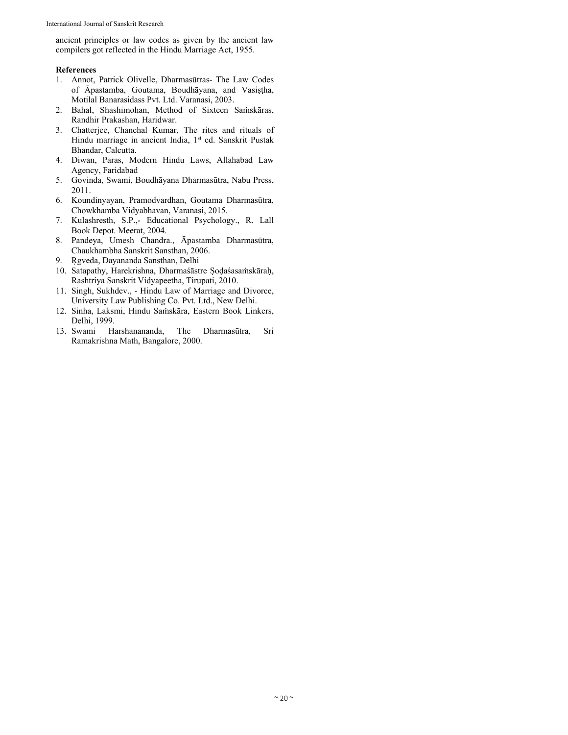ancient principles or law codes as given by the ancient law compilers got reflected in the Hindu Marriage Act, 1955.

**References**

1. Annot, Patrick Olivelle, Dharmasūtras- The Law Codes of Āpastamba, Goutama, Boudhāyana, and Vasiṣṭha, Motilal Banarasidass Pvt. Ltd. Varanasi, 2003.
2. Bahal, Shashimohan, Method of Sixteen Saṁskāras, Randhir Prakashan, Haridwar.
3. Chatterjee, Chanchal Kumar, The rites and rituals of Hindu marriage in ancient India, 1st ed. Sanskrit Pustak Bhandar, Calcutta.
4. Diwan, Paras, Modern Hindu Laws, Allahabad Law Agency, Faridabad
5. Govinda, Swami, Boudhāyana Dharmasūtra, Nabu Press, 2011.
6. Koundinyayan, Pramodvardhan, Goutama Dharmasūtra, Chowkhamba Vidyabhavan, Varanasi, 2015.
7. Kulashresth, S.P.,- Educational Psychology., R. Lall Book Depot. Meerat, 2004.
8. Pandeya, Umesh Chandra., Āpastamba Dharmasūtra, Chaukhambha Sanskrit Sansthan, 2006.
9. Ṛgveda, Dayananda Sansthan, Delhi
10. Satapathy, Harekrishna, Dharmaśāstre Ṣoḍaśasaṁskāraḥ, Rashtriya Sanskrit Vidyapeetha, Tirupati, 2010.
11. Singh, Sukhdev., - Hindu Law of Marriage and Divorce, University Law Publishing Co. Pvt. Ltd., New Delhi.
12. Sinha, Laksmi, Hindu Saṁskāra, Eastern Book Linkers, Delhi, 1999.
13. Swami Harshanananda, The Dharmasūtra, Sri Ramakrishna Math, Bangalore, 2000.